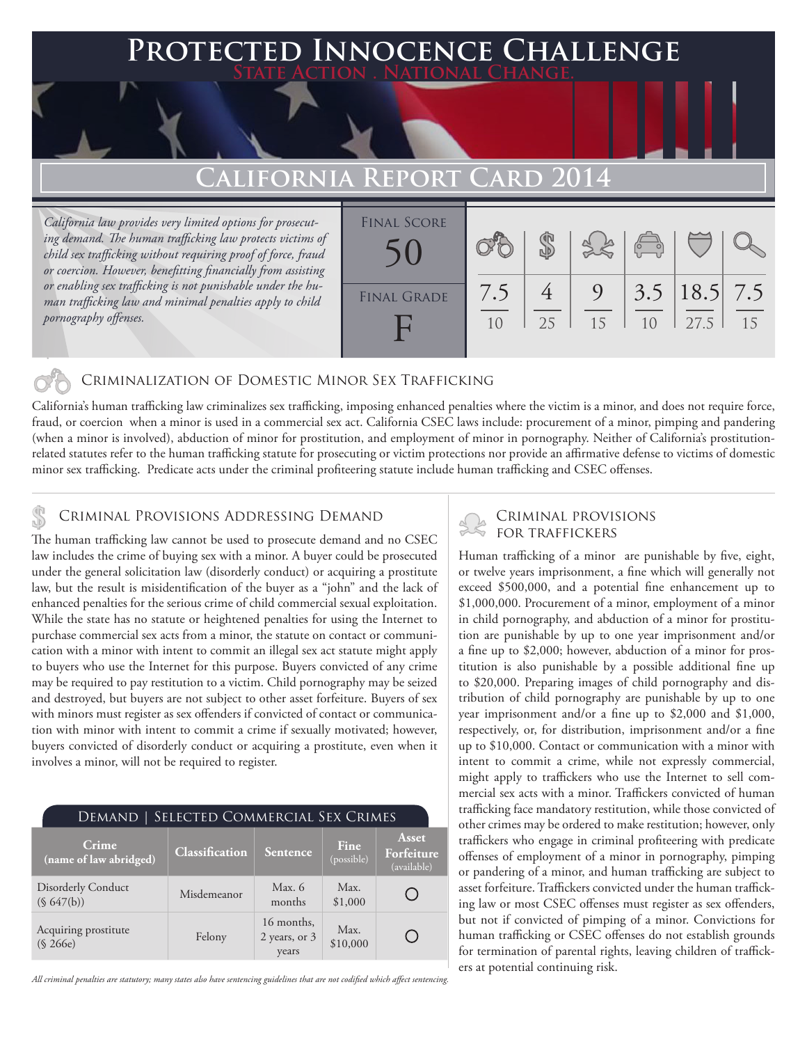# Protected Innocence Challenge

State Action . National Change.

## California Report Card 2014

*California law provides very limited options for prosecuting demand. The human trafficking law protects victims of child sex trafficking without requiring proof of force, fraud or coercion. However, benefitting financially from assisting or enabling sex trafficking is not punishable under the human trafficking law and minimal penalties apply to child pornography offenses.*

| Final Score | | | | | | |
|---|---|---|---|---|---|---|
| 50 | 7.5/10 | 4/25 | 9/15 | 3.5/10 | 18.5/27.5 | 7.5/15 |
| **Final Grade** | | | | | | |
| F | | | | | | |

### Criminalization of Domestic Minor Sex Trafficking

California's human trafficking law criminalizes sex trafficking, imposing enhanced penalties where the victim is a minor, and does not require force, fraud, or coercion when a minor is used in a commercial sex act. California CSEC laws include: procurement of a minor, pimping and pandering (when a minor is involved), abduction of minor for prostitution, and employment of minor in pornography. Neither of California's prostitution-related statutes refer to the human trafficking statute for prosecuting or victim protections nor provide an affirmative defense to victims of domestic minor sex trafficking. Predicate acts under the criminal profiteering statute include human trafficking and CSEC offenses.

### Criminal Provisions Addressing Demand

The human trafficking law cannot be used to prosecute demand and no CSEC law includes the crime of buying sex with a minor. A buyer could be prosecuted under the general solicitation law (disorderly conduct) or acquiring a prostitute law, but the result is misidentification of the buyer as a "john" and the lack of enhanced penalties for the serious crime of child commercial sexual exploitation. While the state has no statute or heightened penalties for using the Internet to purchase commercial sex acts from a minor, the statute on contact or communication with a minor with intent to commit an illegal sex act statute might apply to buyers who use the Internet for this purpose. Buyers convicted of any crime may be required to pay restitution to a victim. Child pornography may be seized and destroyed, but buyers are not subject to other asset forfeiture. Buyers of sex with minors must register as sex offenders if convicted of contact or communication with minor with intent to commit a crime if sexually motivated; however, buyers convicted of disorderly conduct or acquiring a prostitute, even when it involves a minor, will not be required to register.

**Demand | Selected Commercial Sex Crimes**

| Crime (name of law abridged) | Classification | Sentence | Fine (possible) | Asset Forfeiture (available) |
|---|---|---|---|---|
| Disorderly Conduct (§ 647(b)) | Misdemeanor | Max. 6 months | Max. $1,000 | ○ |
| Acquiring prostitute (§ 266e) | Felony | 16 months, 2 years, or 3 years | Max. $10,000 | ○ |

*All criminal penalties are statutory; many states also have sentencing guidelines that are not codified which affect sentencing.*

### Criminal Provisions for Traffickers

Human trafficking of a minor are punishable by five, eight, or twelve years imprisonment, a fine which will generally not exceed $500,000, and a potential fine enhancement up to $1,000,000. Procurement of a minor, employment of a minor in child pornography, and abduction of a minor for prostitution are punishable by up to one year imprisonment and/or a fine up to $2,000; however, abduction of a minor for prostitution is also punishable by a possible additional fine up to $20,000. Preparing images of child pornography and distribution of child pornography are punishable by up to one year imprisonment and/or a fine up to $2,000 and $1,000, respectively, or, for distribution, imprisonment and/or a fine up to $10,000. Contact or communication with a minor with intent to commit a crime, while not expressly commercial, might apply to traffickers who use the Internet to sell commercial sex acts with a minor. Traffickers convicted of human trafficking face mandatory restitution, while those convicted of other crimes may be ordered to make restitution; however, only traffickers who engage in criminal profiteering with predicate offenses of employment of a minor in pornography, pimping or pandering of a minor, and human trafficking are subject to asset forfeiture. Traffickers convicted under the human trafficking law or most CSEC offenses must register as sex offenders, but not if convicted of pimping of a minor. Convictions for human trafficking or CSEC offenses do not establish grounds for termination of parental rights, leaving children of traffickers at potential continuing risk.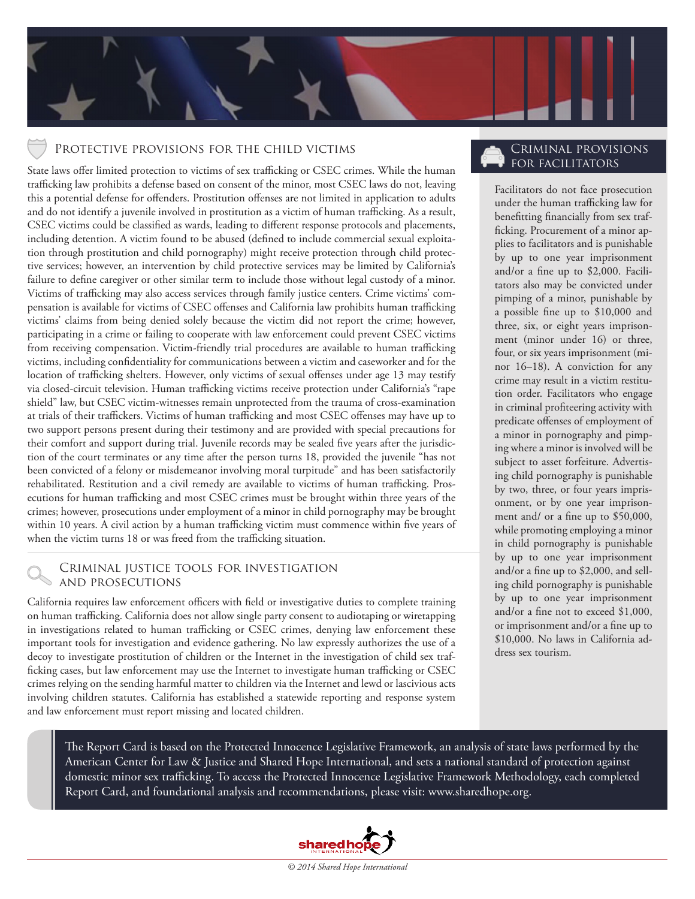## Protective provisions for the child victims

State laws offer limited protection to victims of sex trafficking or CSEC crimes. While the human trafficking law prohibits a defense based on consent of the minor, most CSEC laws do not, leaving this a potential defense for offenders. Prostitution offenses are not limited in application to adults and do not identify a juvenile involved in prostitution as a victim of human trafficking. As a result, CSEC victims could be classified as wards, leading to different response protocols and placements, including detention. A victim found to be abused (defined to include commercial sexual exploitation through prostitution and child pornography) might receive protection through child protective services; however, an intervention by child protective services may be limited by California's failure to define caregiver or other similar term to include those without legal custody of a minor. Victims of trafficking may also access services through family justice centers. Crime victims' compensation is available for victims of CSEC offenses and California law prohibits human trafficking victims' claims from being denied solely because the victim did not report the crime; however, participating in a crime or failing to cooperate with law enforcement could prevent CSEC victims from receiving compensation. Victim-friendly trial procedures are available to human trafficking victims, including confidentiality for communications between a victim and caseworker and for the location of trafficking shelters. However, only victims of sexual offenses under age 13 may testify via closed-circuit television. Human trafficking victims receive protection under California's "rape shield" law, but CSEC victim-witnesses remain unprotected from the trauma of cross-examination at trials of their traffickers. Victims of human trafficking and most CSEC offenses may have up to two support persons present during their testimony and are provided with special precautions for their comfort and support during trial. Juvenile records may be sealed five years after the jurisdiction of the court terminates or any time after the person turns 18, provided the juvenile "has not been convicted of a felony or misdemeanor involving moral turpitude" and has been satisfactorily rehabilitated. Restitution and a civil remedy are available to victims of human trafficking. Prosecutions for human trafficking and most CSEC crimes must be brought within three years of the crimes; however, prosecutions under employment of a minor in child pornography may be brought within 10 years. A civil action by a human trafficking victim must commence within five years of when the victim turns 18 or was freed from the trafficking situation.

## Criminal justice tools for investigation and prosecutions

California requires law enforcement officers with field or investigative duties to complete training on human trafficking. California does not allow single party consent to audiotaping or wiretapping in investigations related to human trafficking or CSEC crimes, denying law enforcement these important tools for investigation and evidence gathering. No law expressly authorizes the use of a decoy to investigate prostitution of children or the Internet in the investigation of child sex trafficking cases, but law enforcement may use the Internet to investigate human trafficking or CSEC crimes relying on the sending harmful matter to children via the Internet and lewd or lascivious acts involving children statutes. California has established a statewide reporting and response system and law enforcement must report missing and located children.

## Criminal provisions for facilitators

Facilitators do not face prosecution under the human trafficking law for benefitting financially from sex trafficking. Procurement of a minor applies to facilitators and is punishable by up to one year imprisonment and/or a fine up to $2,000. Facilitators also may be convicted under pimping of a minor, punishable by a possible fine up to $10,000 and three, six, or eight years imprisonment (minor under 16) or three, four, or six years imprisonment (minor 16–18). A conviction for any crime may result in a victim restitution order. Facilitators who engage in criminal profiteering activity with predicate offenses of employment of a minor in pornography and pimping where a minor is involved will be subject to asset forfeiture. Advertising child pornography is punishable by two, three, or four years imprisonment, or by one year imprisonment and/ or a fine up to $50,000, while promoting employing a minor in child pornography is punishable by up to one year imprisonment and/or a fine up to $2,000, and selling child pornography is punishable by up to one year imprisonment and/or a fine not to exceed $1,000, or imprisonment and/or a fine up to $10,000. No laws in California address sex tourism.

The Report Card is based on the Protected Innocence Legislative Framework, an analysis of state laws performed by the American Center for Law & Justice and Shared Hope International, and sets a national standard of protection against domestic minor sex trafficking. To access the Protected Innocence Legislative Framework Methodology, each completed Report Card, and foundational analysis and recommendations, please visit: www.sharedhope.org.

shared hope INTERNATIONAL

*© 2014 Shared Hope International*